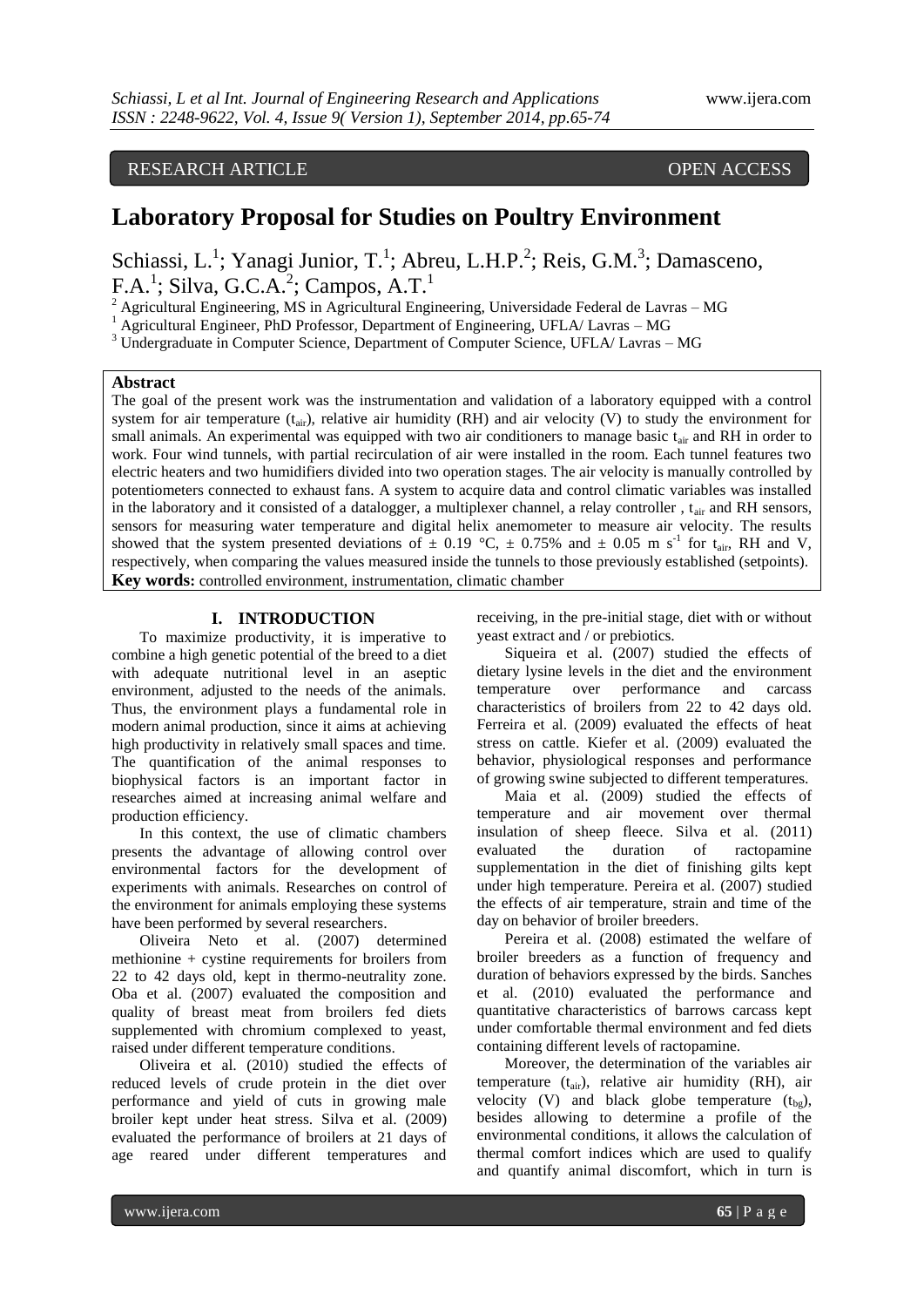RESEARCH ARTICLE OPEN ACCESS

# Laboratory Proposal for Studies on Poultry Environment

Schiassi, L.[1]; Yanagi Junior, T.[1]; Abreu, L.H.P.[2]; Reis, G.M.[3]; Damasceno, F.A.[1]; Silva, G.C.A.[2]; Campos, A.T.[1]

[2] Agricultural Engineering, MS in Agricultural Engineering, Universidade Federal de Lavras – MG
[1] Agricultural Engineer, PhD Professor, Department of Engineering, UFLA/ Lavras – MG
[3] Undergraduate in Computer Science, Department of Computer Science, UFLA/ Lavras – MG

**Abstract**

The goal of the present work was the instrumentation and validation of a laboratory equipped with a control system for air temperature ($t_{air}$), relative air humidity (RH) and air velocity (V) to study the environment for small animals. An experimental was equipped with two air conditioners to manage basic $t_{air}$ and RH in order to work. Four wind tunnels, with partial recirculation of air were installed in the room. Each tunnel features two electric heaters and two humidifiers divided into two operation stages. The air velocity is manually controlled by potentiometers connected to exhaust fans. A system to acquire data and control climatic variables was installed in the laboratory and it consisted of a datalogger, a multiplexer channel, a relay controller , $t_{air}$ and RH sensors, sensors for measuring water temperature and digital helix anemometer to measure air velocity. The results showed that the system presented deviations of $\pm$ 0.19 °C, $\pm$ 0.75% and $\pm$ 0.05 m s$^{-1}$ for $t_{air}$, RH and V, respectively, when comparing the values measured inside the tunnels to those previously established (setpoints).

**Key words:** controlled environment, instrumentation, climatic chamber

## I. INTRODUCTION

To maximize productivity, it is imperative to combine a high genetic potential of the breed to a diet with adequate nutritional level in an aseptic environment, adjusted to the needs of the animals. Thus, the environment plays a fundamental role in modern animal production, since it aims at achieving high productivity in relatively small spaces and time. The quantification of the animal responses to biophysical factors is an important factor in researches aimed at increasing animal welfare and production efficiency.

In this context, the use of climatic chambers presents the advantage of allowing control over environmental factors for the development of experiments with animals. Researches on control of the environment for animals employing these systems have been performed by several researchers.

Oliveira Neto et al. (2007) determined methionine + cystine requirements for broilers from 22 to 42 days old, kept in thermo-neutrality zone. Oba et al. (2007) evaluated the composition and quality of breast meat from broilers fed diets supplemented with chromium complexed to yeast, raised under different temperature conditions.

Oliveira et al. (2010) studied the effects of reduced levels of crude protein in the diet over performance and yield of cuts in growing male broiler kept under heat stress. Silva et al. (2009) evaluated the performance of broilers at 21 days of age reared under different temperatures and receiving, in the pre-initial stage, diet with or without yeast extract and / or prebiotics.

Siqueira et al. (2007) studied the effects of dietary lysine levels in the diet and the environment temperature over performance and carcass characteristics of broilers from 22 to 42 days old. Ferreira et al. (2009) evaluated the effects of heat stress on cattle. Kiefer et al. (2009) evaluated the behavior, physiological responses and performance of growing swine subjected to different temperatures.

Maia et al. (2009) studied the effects of temperature and air movement over thermal insulation of sheep fleece. Silva et al. (2011) evaluated the duration of ractopamine supplementation in the diet of finishing gilts kept under high temperature. Pereira et al. (2007) studied the effects of air temperature, strain and time of the day on behavior of broiler breeders.

Pereira et al. (2008) estimated the welfare of broiler breeders as a function of frequency and duration of behaviors expressed by the birds. Sanches et al. (2010) evaluated the performance and quantitative characteristics of barrows carcass kept under comfortable thermal environment and fed diets containing different levels of ractopamine.

Moreover, the determination of the variables air temperature ($t_{air}$), relative air humidity (RH), air velocity (V) and black globe temperature ($t_{bg}$), besides allowing to determine a profile of the environmental conditions, it allows the calculation of thermal comfort indices which are used to qualify and quantify animal discomfort, which in turn is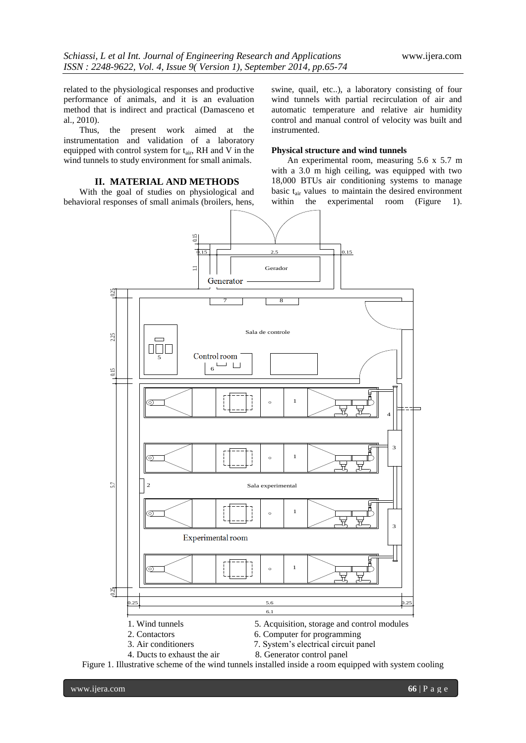related to the physiological responses and productive performance of animals, and it is an evaluation method that is indirect and practical (Damasceno et al., 2010).

Thus, the present work aimed at the instrumentation and validation of a laboratory equipped with control system for $t_{air}$, RH and V in the wind tunnels to study environment for small animals.

## II. MATERIAL AND METHODS

With the goal of studies on physiological and behavioral responses of small animals (broilers, hens, swine, quail, etc..), a laboratory consisting of four wind tunnels with partial recirculation of air and automatic temperature and relative air humidity control and manual control of velocity was built and instrumented.

### Physical structure and wind tunnels

An experimental room, measuring 5.6 x 5.7 m with a 3.0 m high ceiling, was equipped with two 18,000 BTUs air conditioning systems to manage basic $t_{air}$ values to maintain the desired environment within the experimental room (Figure 1).

1. Wind tunnels
2. Contactors
3. Air conditioners
4. Ducts to exhaust the air
5. Acquisition, storage and control modules
6. Computer for programming
7. System's electrical circuit panel
8. Generator control panel

Figure 1. Illustrative scheme of the wind tunnels installed inside a room equipped with system cooling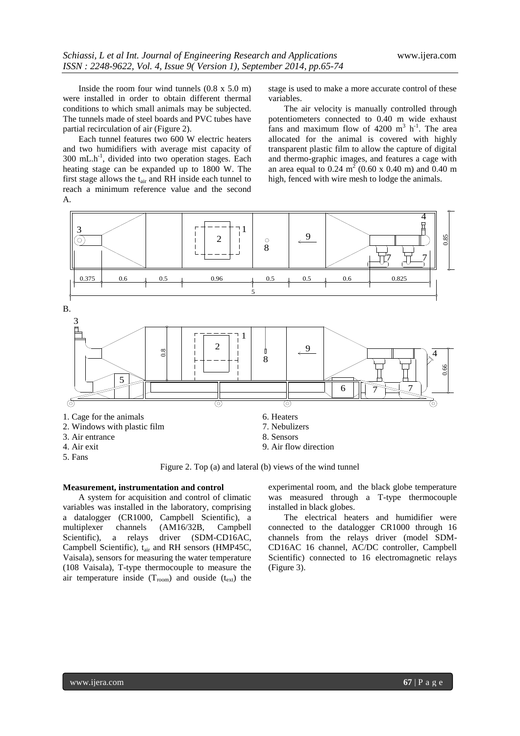Inside the room four wind tunnels (0.8 x 5.0 m) were installed in order to obtain different thermal conditions to which small animals may be subjected. The tunnels made of steel boards and PVC tubes have partial recirculation of air (Figure 2).

Each tunnel features two 600 W electric heaters and two humidifiers with average mist capacity of 300 mL.h$^{-1}$, divided into two operation stages. Each heating stage can be expanded up to 1800 W. The first stage allows the $t_{air}$ and RH inside each tunnel to reach a minimum reference value and the second stage is used to make a more accurate control of these variables.

The air velocity is manually controlled through potentiometers connected to 0.40 m wide exhaust fans and maximum flow of 4200 m$^3$ h$^{-1}$. The area allocated for the animal is covered with highly transparent plastic film to allow the capture of digital and thermo-graphic images, and features a cage with an area equal to 0.24 m$^2$ (0.60 x 0.40 m) and 0.40 m high, fenced with wire mesh to lodge the animals.

A.

B.

1. Cage for the animals
2. Windows with plastic film
3. Air entrance
4. Air exit
5. Fans
6. Heaters
7. Nebulizers
8. Sensors
9. Air flow direction

Figure 2. Top (a) and lateral (b) views of the wind tunnel

**Measurement, instrumentation and control**

A system for acquisition and control of climatic variables was installed in the laboratory, comprising a datalogger (CR1000, Campbell Scientific), a multiplexer channels (AM16/32B, Campbell Scientific), a relays driver (SDM-CD16AC, Campbell Scientific), $t_{air}$ and RH sensors (HMP45C, Vaisala), sensors for measuring the water temperature (108 Vaisala), T-type thermocouple to measure the air temperature inside ($T_{room}$) and ouside ($t_{ext}$) the experimental room, and the black globe temperature was measured through a T-type thermocouple installed in black globes.

The electrical heaters and humidifier were connected to the datalogger CR1000 through 16 channels from the relays driver (model SDM-CD16AC 16 channel, AC/DC controller, Campbell Scientific) connected to 16 electromagnetic relays (Figure 3).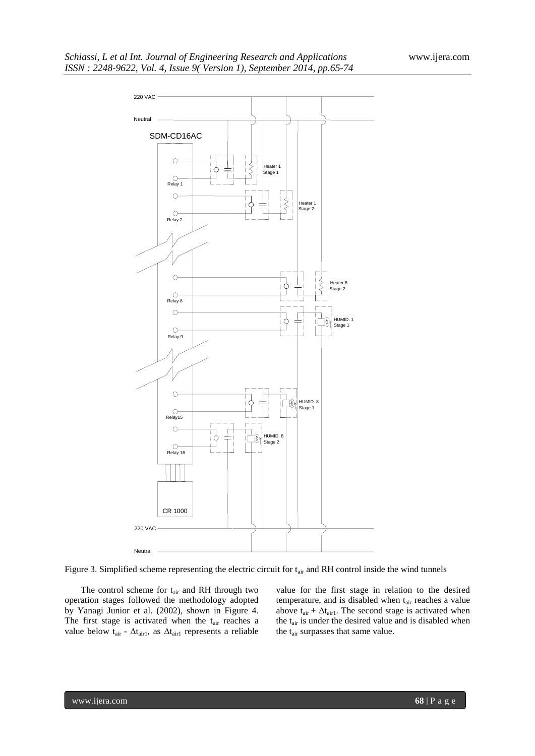Figure 3. Simplified scheme representing the electric circuit for $t_{air}$ and RH control inside the wind tunnels

The control scheme for $t_{air}$ and RH through two operation stages followed the methodology adopted by Yanagi Junior et al. (2002), shown in Figure 4. The first stage is activated when the $t_{air}$ reaches a value below $t_{air} - \Delta t_{air1}$, as $\Delta t_{air1}$ represents a reliable value for the first stage in relation to the desired temperature, and is disabled when $t_{air}$ reaches a value above $t_{air} + \Delta t_{air1}$. The second stage is activated when the $t_{air}$ is under the desired value and is disabled when the $t_{air}$ surpasses that same value.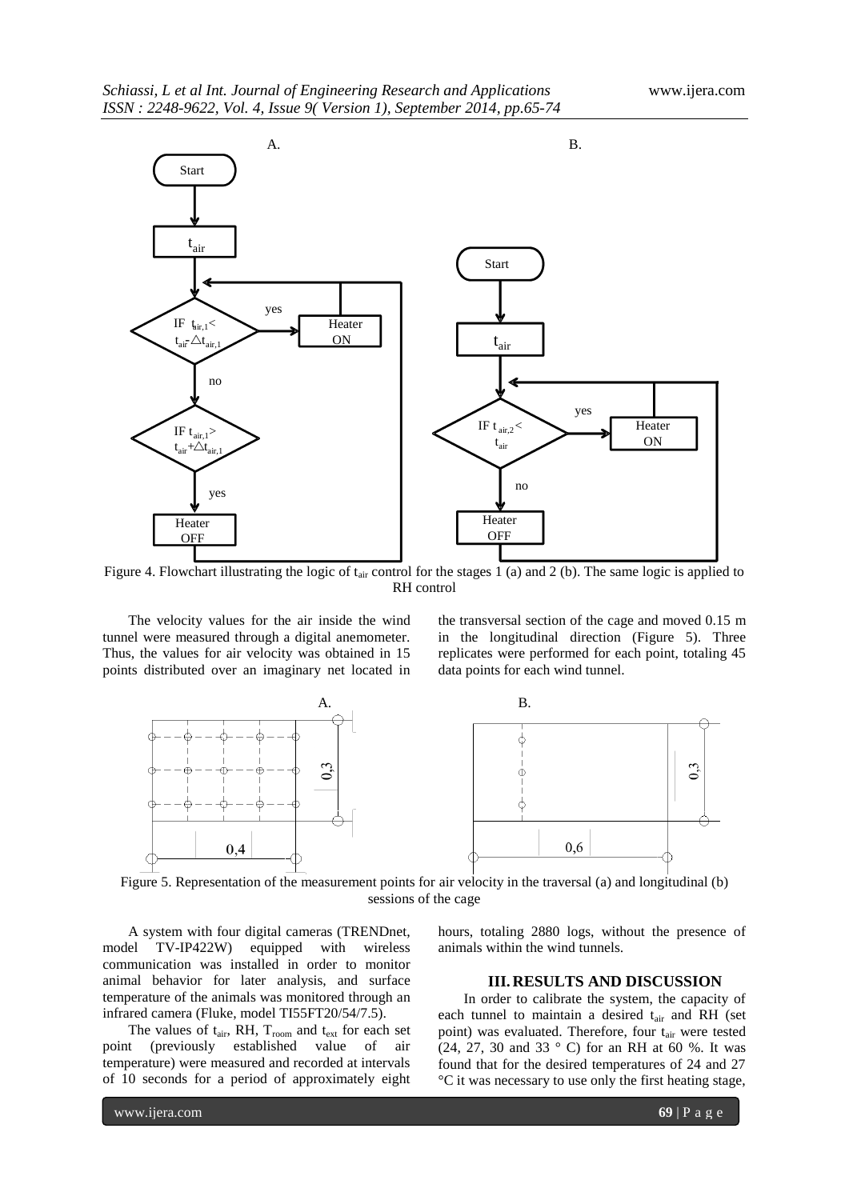Figure 4. Flowchart illustrating the logic of $t_{air}$ control for the stages 1 (a) and 2 (b). The same logic is applied to RH control

The velocity values for the air inside the wind tunnel were measured through a digital anemometer. Thus, the values for air velocity was obtained in 15 points distributed over an imaginary net located in the transversal section of the cage and moved 0.15 m in the longitudinal direction (Figure 5). Three replicates were performed for each point, totaling 45 data points for each wind tunnel.

Figure 5. Representation of the measurement points for air velocity in the traversal (a) and longitudinal (b) sessions of the cage

A system with four digital cameras (TRENDnet, model TV-IP422W) equipped with wireless communication was installed in order to monitor animal behavior for later analysis, and surface temperature of the animals was monitored through an infrared camera (Fluke, model TI55FT20/54/7.5).

The values of $t_{air}$, RH, $T_{room}$ and $t_{ext}$ for each set point (previously established value of air temperature) were measured and recorded at intervals of 10 seconds for a period of approximately eight hours, totaling 2880 logs, without the presence of animals within the wind tunnels.

## III. RESULTS AND DISCUSSION

In order to calibrate the system, the capacity of each tunnel to maintain a desired $t_{air}$ and RH (set point) was evaluated. Therefore, four $t_{air}$ were tested (24, 27, 30 and 33 ° C) for an RH at 60 %. It was found that for the desired temperatures of 24 and 27 °C it was necessary to use only the first heating stage,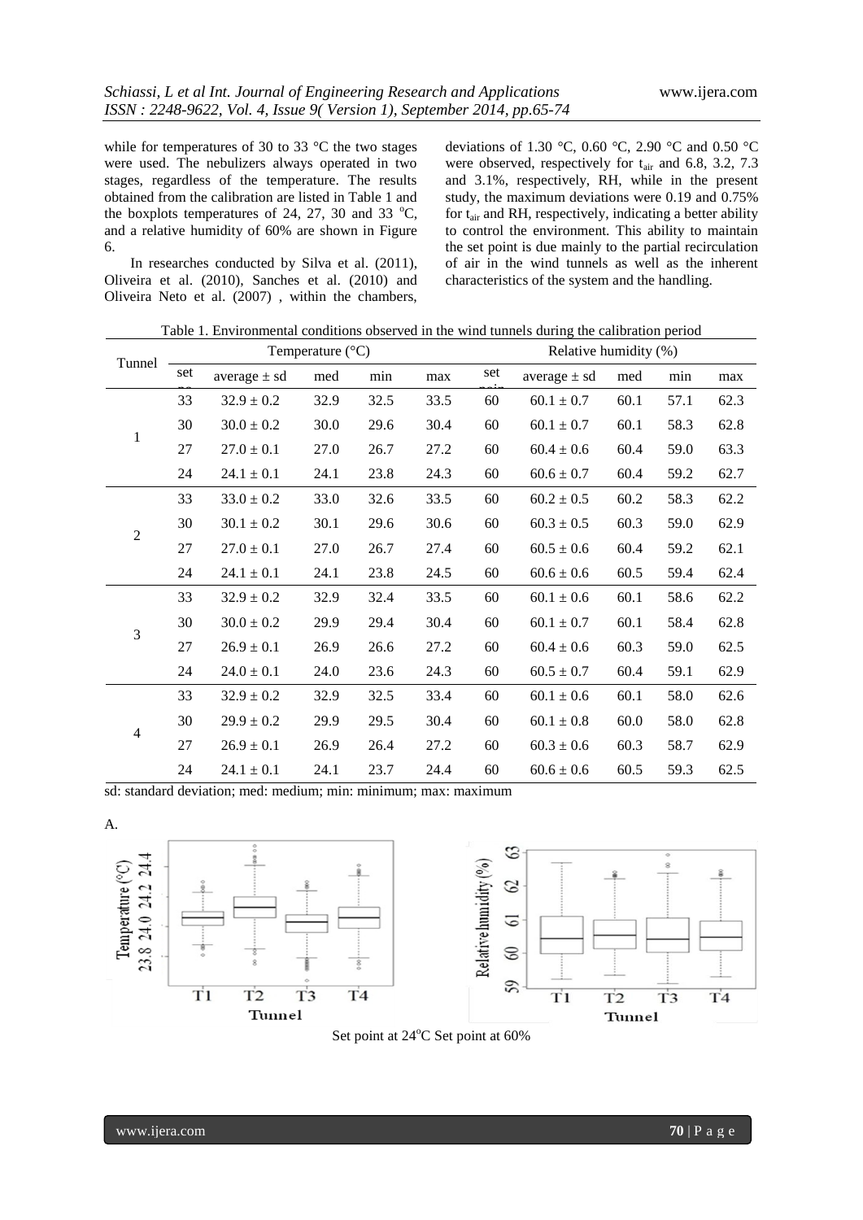while for temperatures of 30 to 33 °C the two stages were used. The nebulizers always operated in two stages, regardless of the temperature. The results obtained from the calibration are listed in Table 1 and the boxplots temperatures of 24, 27, 30 and 33 °C, and a relative humidity of 60% are shown in Figure 6.

In researches conducted by Silva et al. (2011), Oliveira et al. (2010), Sanches et al. (2010) and Oliveira Neto et al. (2007) , within the chambers, deviations of 1.30 °C, 0.60 °C, 2.90 °C and 0.50 °C were observed, respectively for $t_{air}$ and 6.8, 3.2, 7.3 and 3.1%, respectively, RH, while in the present study, the maximum deviations were 0.19 and 0.75% for $t_{air}$ and RH, respectively, indicating a better ability to control the environment. This ability to maintain the set point is due mainly to the partial recirculation of air in the wind tunnels as well as the inherent characteristics of the system and the handling.

Table 1. Environmental conditions observed in the wind tunnels during the calibration period

| Tunnel | Temperature (°C) | | | | | Relative humidity (%) | | | | |
|---|---|---|---|---|---|---|---|---|---|---|
| | set point | average ± sd | med | min | max | set point | average ± sd | med | min | max |
| 1 | 33 | 32.9 ± 0.2 | 32.9 | 32.5 | 33.5 | 60 | 60.1 ± 0.7 | 60.1 | 57.1 | 62.3 |
| | 30 | 30.0 ± 0.2 | 30.0 | 29.6 | 30.4 | 60 | 60.1 ± 0.7 | 60.1 | 58.3 | 62.8 |
| | 27 | 27.0 ± 0.1 | 27.0 | 26.7 | 27.2 | 60 | 60.4 ± 0.6 | 60.4 | 59.0 | 63.3 |
| | 24 | 24.1 ± 0.1 | 24.1 | 23.8 | 24.3 | 60 | 60.6 ± 0.7 | 60.4 | 59.2 | 62.7 |
| 2 | 33 | 33.0 ± 0.2 | 33.0 | 32.6 | 33.5 | 60 | 60.2 ± 0.5 | 60.2 | 58.3 | 62.2 |
| | 30 | 30.1 ± 0.2 | 30.1 | 29.6 | 30.6 | 60 | 60.3 ± 0.5 | 60.3 | 59.0 | 62.9 |
| | 27 | 27.0 ± 0.1 | 27.0 | 26.7 | 27.4 | 60 | 60.5 ± 0.6 | 60.4 | 59.2 | 62.1 |
| | 24 | 24.1 ± 0.1 | 24.1 | 23.8 | 24.5 | 60 | 60.6 ± 0.6 | 60.5 | 59.4 | 62.4 |
| 3 | 33 | 32.9 ± 0.2 | 32.9 | 32.4 | 33.5 | 60 | 60.1 ± 0.6 | 60.1 | 58.6 | 62.2 |
| | 30 | 30.0 ± 0.2 | 29.9 | 29.4 | 30.4 | 60 | 60.1 ± 0.7 | 60.1 | 58.4 | 62.8 |
| | 27 | 26.9 ± 0.1 | 26.9 | 26.6 | 27.2 | 60 | 60.4 ± 0.6 | 60.3 | 59.0 | 62.5 |
| | 24 | 24.0 ± 0.1 | 24.0 | 23.6 | 24.3 | 60 | 60.5 ± 0.7 | 60.4 | 59.1 | 62.9 |
| 4 | 33 | 32.9 ± 0.2 | 32.9 | 32.5 | 33.4 | 60 | 60.1 ± 0.6 | 60.1 | 58.0 | 62.6 |
| | 30 | 29.9 ± 0.2 | 29.9 | 29.5 | 30.4 | 60 | 60.1 ± 0.8 | 60.0 | 58.0 | 62.8 |
| | 27 | 26.9 ± 0.1 | 26.9 | 26.4 | 27.2 | 60 | 60.3 ± 0.6 | 60.3 | 58.7 | 62.9 |
| | 24 | 24.1 ± 0.1 | 24.1 | 23.7 | 24.4 | 60 | 60.6 ± 0.6 | 60.5 | 59.3 | 62.5 |

sd: standard deviation; med: medium; min: minimum; max: maximum

A.

Set point at 24°C Set point at 60%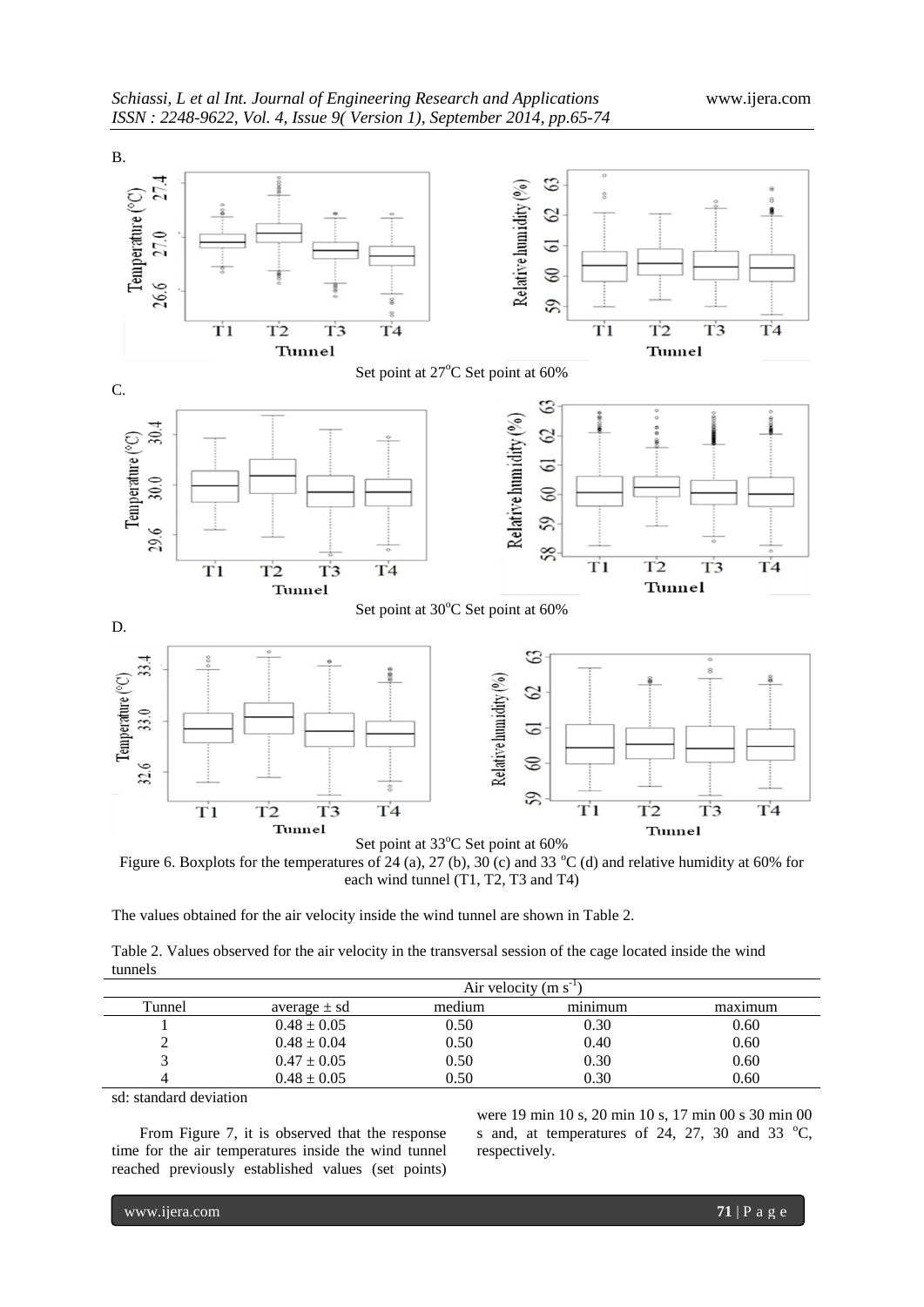B.

Set point at 27°C Set point at 60%

C.

Set point at 30°C Set point at 60%

D.

Set point at 33°C Set point at 60%

Figure 6. Boxplots for the temperatures of 24 (a), 27 (b), 30 (c) and 33 °C (d) and relative humidity at 60% for each wind tunnel (T1, T2, T3 and T4)

The values obtained for the air velocity inside the wind tunnel are shown in Table 2.

Table 2. Values observed for the air velocity in the transversal session of the cage located inside the wind tunnels

| | Air velocity (m s$^{-1}$) | | | |
|---|---|---|---|---|
| Tunnel | average ± sd | medium | minimum | maximum |
| 1 | 0.48 ± 0.05 | 0.50 | 0.30 | 0.60 |
| 2 | 0.48 ± 0.04 | 0.50 | 0.40 | 0.60 |
| 3 | 0.47 ± 0.05 | 0.50 | 0.30 | 0.60 |
| 4 | 0.48 ± 0.05 | 0.50 | 0.30 | 0.60 |

sd: standard deviation

From Figure 7, it is observed that the response time for the air temperatures inside the wind tunnel reached previously established values (set points) were 19 min 10 s, 20 min 10 s, 17 min 00 s 30 min 00 s and, at temperatures of 24, 27, 30 and 33 °C, respectively.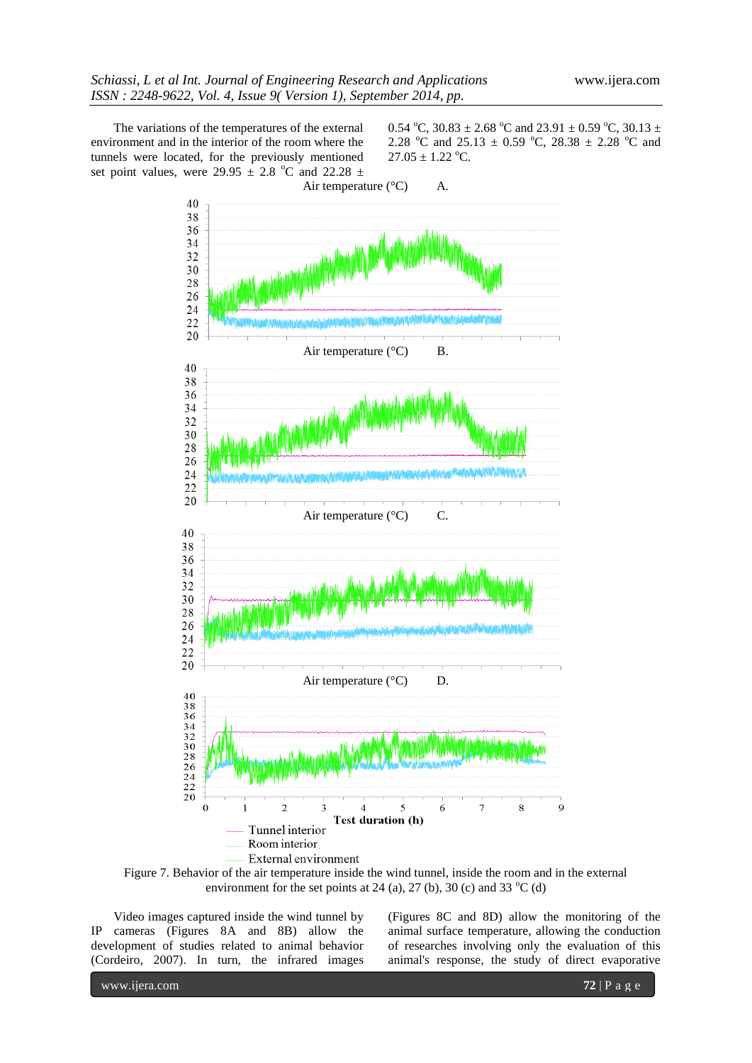The variations of the temperatures of the external environment and in the interior of the room where the tunnels were located, for the previously mentioned set point values, were 29.95 ± 2.8 °C and 22.28 ± 0.54 °C, 30.83 ± 2.68 °C and 23.91 ± 0.59 °C, 30.13 ± 2.28 °C and 25.13 ± 0.59 °C, 28.38 ± 2.28 °C and 27.05 ± 1.22 °C.

Figure 7. Behavior of the air temperature inside the wind tunnel, inside the room and in the external environment for the set points at 24 (a), 27 (b), 30 (c) and 33 °C (d)

Video images captured inside the wind tunnel by IP cameras (Figures 8A and 8B) allow the development of studies related to animal behavior (Cordeiro, 2007). In turn, the infrared images (Figures 8C and 8D) allow the monitoring of the animal surface temperature, allowing the conduction of researches involving only the evaluation of this animal's response, the study of direct evaporative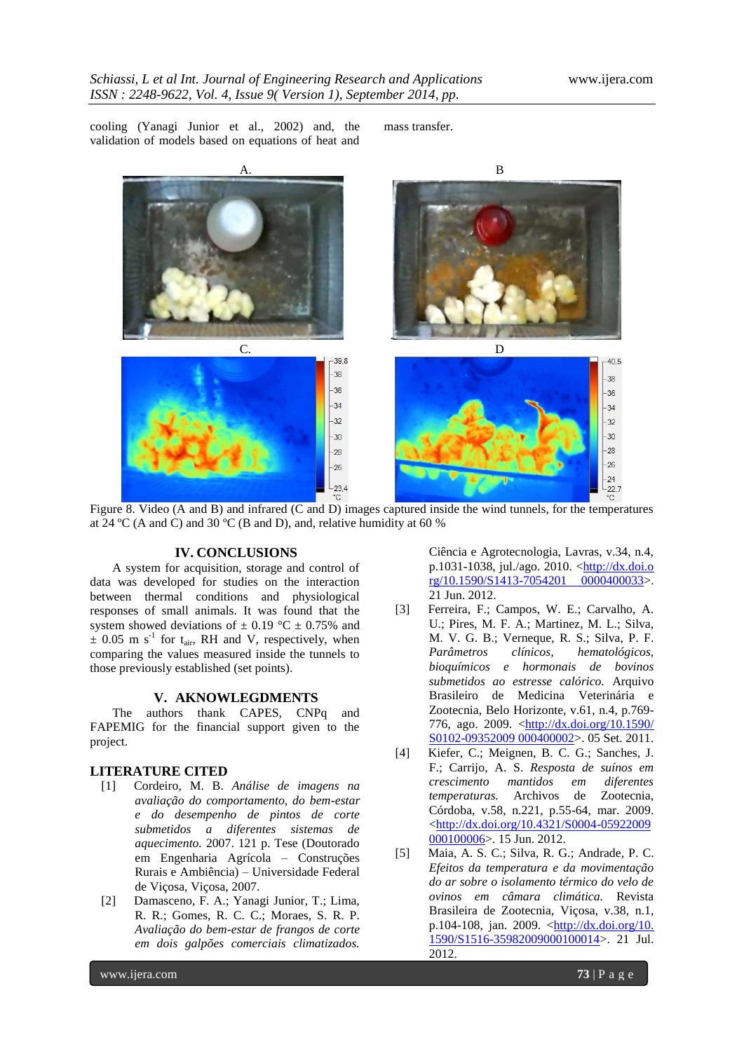cooling (Yanagi Junior et al., 2002) and, the validation of models based on equations of heat and mass transfer.

Figure 8. Video (A and B) and infrared (C and D) images captured inside the wind tunnels, for the temperatures at 24 ºC (A and C) and 30 ºC (B and D), and, relative humidity at 60 %

## IV. CONCLUSIONS

A system for acquisition, storage and control of data was developed for studies on the interaction between thermal conditions and physiological responses of small animals. It was found that the system showed deviations of ± 0.19 °C ± 0.75% and ± 0.05 m $s^{-1}$ for $t_{air}$, RH and V, respectively, when comparing the values measured inside the tunnels to those previously established (set points).

## V. AKNOWLEDGMENTS

The authors thank CAPES, CNPq and FAPEMIG for the financial support given to the project.

## LITERATURE CITED

[1] Cordeiro, M. B. *Análise de imagens na avaliação do comportamento, do bem-estar e do desempenho de pintos de corte submetidos a diferentes sistemas de aquecimento.* 2007. 121 p. Tese (Doutorado em Engenharia Agrícola – Construções Rurais e Ambiência) – Universidade Federal de Viçosa, Viçosa, 2007.

[2] Damasceno, F. A.; Yanagi Junior, T.; Lima, R. R.; Gomes, R. C. C.; Moraes, S. R. P. *Avaliação do bem-estar de frangos de corte em dois galpões comerciais climatizados.* Ciência e Agrotecnologia, Lavras, v.34, n.4, p.1031-1038, jul./ago. 2010. <http://dx.doi.org/10.1590/S1413-7054201 0000400033>. 21 Jun. 2012.

[3] Ferreira, F.; Campos, W. E.; Carvalho, A. U.; Pires, M. F. A.; Martinez, M. L.; Silva, M. V. G. B.; Verneque, R. S.; Silva, P. F. *Parâmetros clínicos, hematológicos, bioquímicos e hormonais de bovinos submetidos ao estresse calórico.* Arquivo Brasileiro de Medicina Veterinária e Zootecnia, Belo Horizonte, v.61, n.4, p.769-776, ago. 2009. <http://dx.doi.org/10.1590/S0102-09352009 000400002>. 05 Set. 2011.

[4] Kiefer, C.; Meignen, B. C. G.; Sanches, J. F.; Carrijo, A. S. *Resposta de suínos em crescimento mantidos em diferentes temperaturas.* Archivos de Zootecnia, Córdoba, v.58, n.221, p.55-64, mar. 2009. <http://dx.doi.org/10.4321/S0004-05922009 000100006>. 15 Jun. 2012.

[5] Maia, A. S. C.; Silva, R. G.; Andrade, P. C. *Efeitos da temperatura e da movimentação do ar sobre o isolamento térmico do velo de ovinos em câmara climática.* Revista Brasileira de Zootecnia, Viçosa, v.38, n.1, p.104-108, jan. 2009. <http://dx.doi.org/10.1590/S1516-35982009000100014>. 21 Jul. 2012.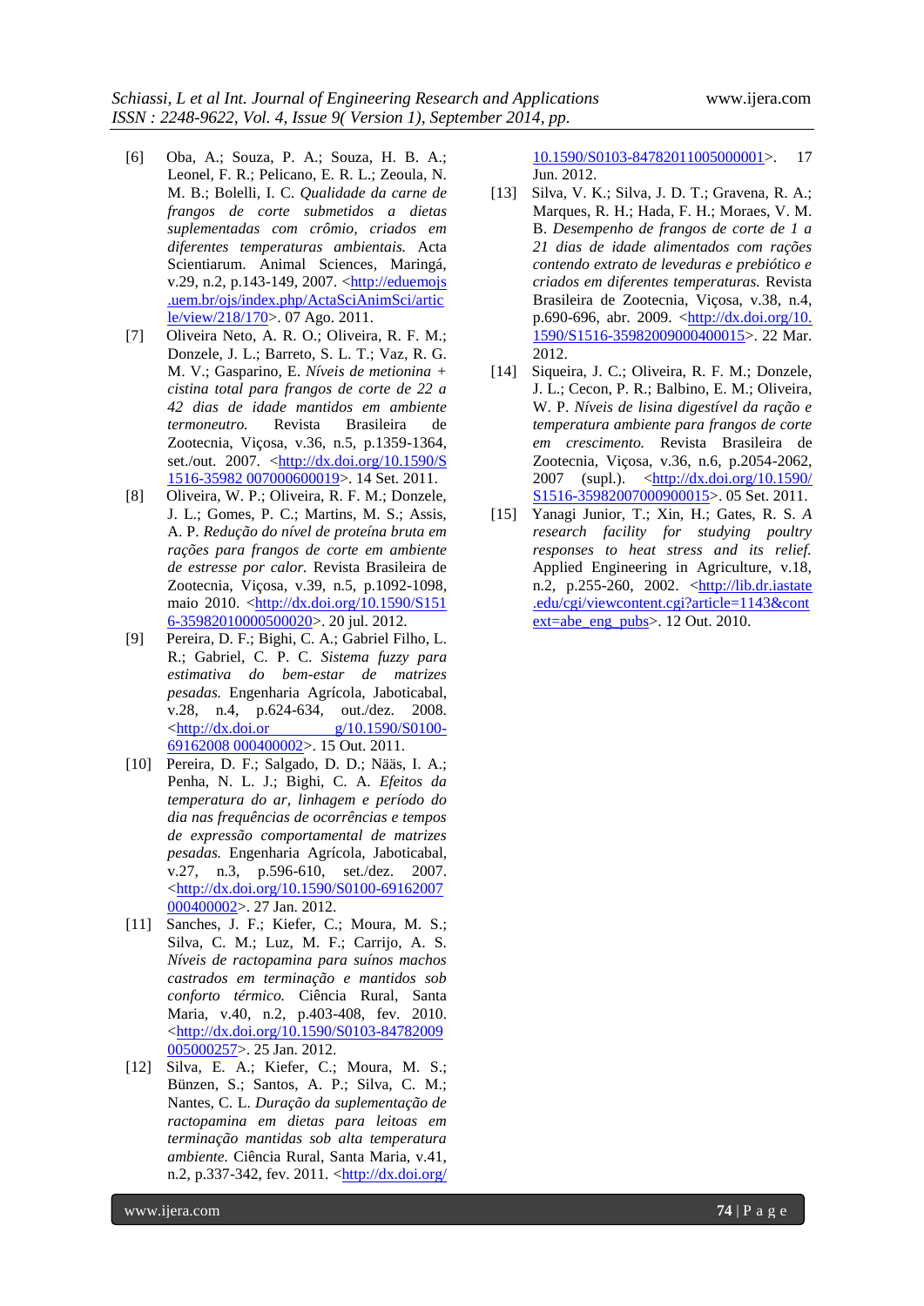[6] Oba, A.; Souza, P. A.; Souza, H. B. A.; Leonel, F. R.; Pelicano, E. R. L.; Zeoula, N. M. B.; Bolelli, I. C. *Qualidade da carne de frangos de corte submetidos a dietas suplementadas com crômio, criados em diferentes temperaturas ambientais.* Acta Scientiarum. Animal Sciences, Maringá, v.29, n.2, p.143-149, 2007. <http://eduemojs.uem.br/ojs/index.php/ActaSciAnimSci/article/view/218/170>. 07 Ago. 2011.

[7] Oliveira Neto, A. R. O.; Oliveira, R. F. M.; Donzele, J. L.; Barreto, S. L. T.; Vaz, R. G. M. V.; Gasparino, E. *Níveis de metionina + cistina total para frangos de corte de 22 a 42 dias de idade mantidos em ambiente termoneutro.* Revista Brasileira de Zootecnia, Viçosa, v.36, n.5, p.1359-1364, set./out. 2007. <http://dx.doi.org/10.1590/S1516-35982 007000600019>. 14 Set. 2011.

[8] Oliveira, W. P.; Oliveira, R. F. M.; Donzele, J. L.; Gomes, P. C.; Martins, M. S.; Assis, A. P. *Redução do nível de proteína bruta em rações para frangos de corte em ambiente de estresse por calor.* Revista Brasileira de Zootecnia, Viçosa, v.39, n.5, p.1092-1098, maio 2010. <http://dx.doi.org/10.1590/S1516-35982010000500020>. 20 jul. 2012.

[9] Pereira, D. F.; Bighi, C. A.; Gabriel Filho, L. R.; Gabriel, C. P. C. *Sistema fuzzy para estimativa do bem-estar de matrizes pesadas.* Engenharia Agrícola, Jaboticabal, v.28, n.4, p.624-634, out./dez. 2008. <http://dx.doi.or g/10.1590/S0100-69162008 000400002>. 15 Out. 2011.

[10] Pereira, D. F.; Salgado, D. D.; Nääs, I. A.; Penha, N. L. J.; Bighi, C. A. *Efeitos da temperatura do ar, linhagem e período do dia nas frequências de ocorrências e tempos de expressão comportamental de matrizes pesadas.* Engenharia Agrícola, Jaboticabal, v.27, n.3, p.596-610, set./dez. 2007. <http://dx.doi.org/10.1590/S0100-69162007000400002>. 27 Jan. 2012.

[11] Sanches, J. F.; Kiefer, C.; Moura, M. S.; Silva, C. M.; Luz, M. F.; Carrijo, A. S. *Níveis de ractopamina para suínos machos castrados em terminação e mantidos sob conforto térmico.* Ciência Rural, Santa Maria, v.40, n.2, p.403-408, fev. 2010. <http://dx.doi.org/10.1590/S0103-84782009005000257>. 25 Jan. 2012.

[12] Silva, E. A.; Kiefer, C.; Moura, M. S.; Bünzen, S.; Santos, A. P.; Silva, C. M.; Nantes, C. L. *Duração da suplementação de ractopamina em dietas para leitoas em terminação mantidas sob alta temperatura ambiente.* Ciência Rural, Santa Maria, v.41, n.2, p.337-342, fev. 2011. <http://dx.doi.org/10.1590/S0103-84782011005000001>. 17 Jun. 2012.

[13] Silva, V. K.; Silva, J. D. T.; Gravena, R. A.; Marques, R. H.; Hada, F. H.; Moraes, V. M. B. *Desempenho de frangos de corte de 1 a 21 dias de idade alimentados com rações contendo extrato de leveduras e prebiótico e criados em diferentes temperaturas.* Revista Brasileira de Zootecnia, Viçosa, v.38, n.4, p.690-696, abr. 2009. <http://dx.doi.org/10.1590/S1516-35982009000400015>. 22 Mar. 2012.

[14] Siqueira, J. C.; Oliveira, R. F. M.; Donzele, J. L.; Cecon, P. R.; Balbino, E. M.; Oliveira, W. P. *Níveis de lisina digestível da ração e temperatura ambiente para frangos de corte em crescimento.* Revista Brasileira de Zootecnia, Viçosa, v.36, n.6, p.2054-2062, 2007 (supl.). <http://dx.doi.org/10.1590/S1516-35982007000900015>. 05 Set. 2011.

[15] Yanagi Junior, T.; Xin, H.; Gates, R. S. *A research facility for studying poultry responses to heat stress and its relief.* Applied Engineering in Agriculture, v.18, n.2, p.255-260, 2002. <http://lib.dr.iastate.edu/cgi/viewcontent.cgi?article=1143&context=abe_eng_pubs>. 12 Out. 2010.